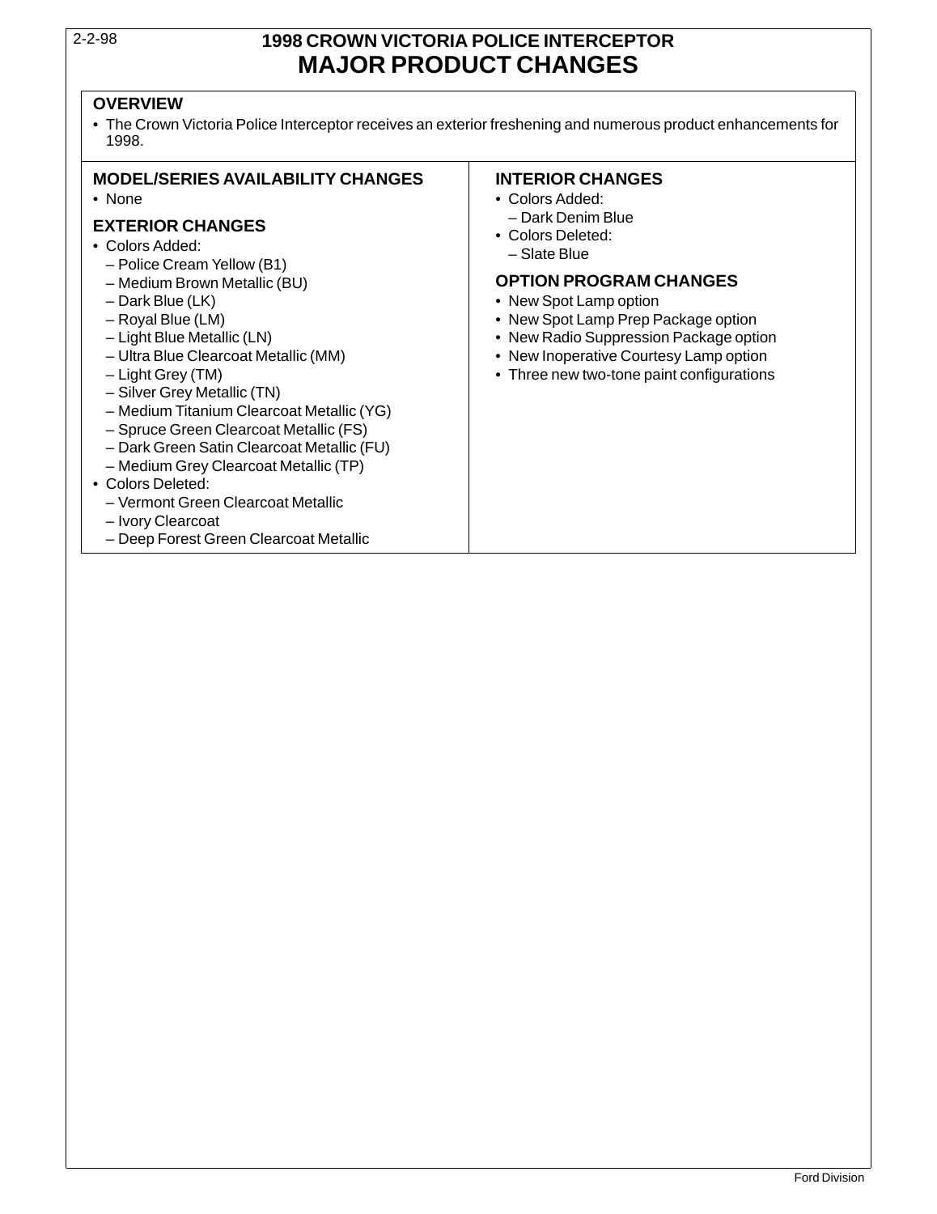# 1998 CROWN VICTORIA POLICE INTERCEPTOR
# MAJOR PRODUCT CHANGES

## OVERVIEW

- The Crown Victoria Police Interceptor receives an exterior freshening and numerous product enhancements for 1998.

## MODEL/SERIES AVAILABILITY CHANGES

- None

## EXTERIOR CHANGES

- Colors Added:
  - Police Cream Yellow (B1)
  - Medium Brown Metallic (BU)
  - Dark Blue (LK)
  - Royal Blue (LM)
  - Light Blue Metallic (LN)
  - Ultra Blue Clearcoat Metallic (MM)
  - Light Grey (TM)
  - Silver Grey Metallic (TN)
  - Medium Titanium Clearcoat Metallic (YG)
  - Spruce Green Clearcoat Metallic (FS)
  - Dark Green Satin Clearcoat Metallic (FU)
  - Medium Grey Clearcoat Metallic (TP)
- Colors Deleted:
  - Vermont Green Clearcoat Metallic
  - Ivory Clearcoat
  - Deep Forest Green Clearcoat Metallic

## INTERIOR CHANGES

- Colors Added:
  - Dark Denim Blue
- Colors Deleted:
  - Slate Blue

## OPTION PROGRAM CHANGES

- New Spot Lamp option
- New Spot Lamp Prep Package option
- New Radio Suppression Package option
- New Inoperative Courtesy Lamp option
- Three new two-tone paint configurations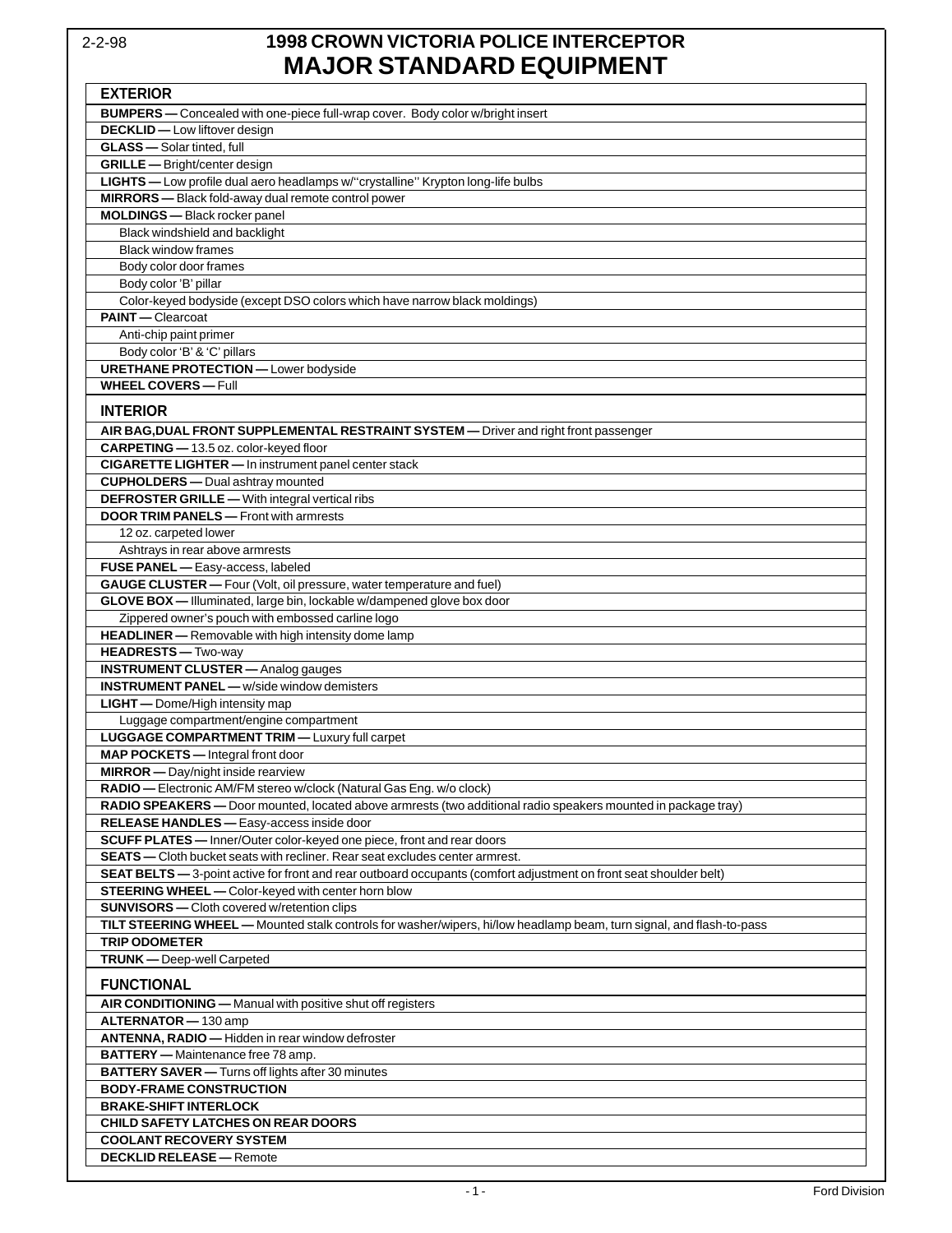2-2-98

# 1998 CROWN VICTORIA POLICE INTERCEPTOR
# MAJOR STANDARD EQUIPMENT

## EXTERIOR

**BUMPERS —** Concealed with one-piece full-wrap cover. Body color w/bright insert
**DECKLID —** Low liftover design
**GLASS —** Solar tinted, full
**GRILLE —** Bright/center design
**LIGHTS —** Low profile dual aero headlamps w/"crystalline" Krypton long-life bulbs
**MIRRORS —** Black fold-away dual remote control power
**MOLDINGS —** Black rocker panel
- Black windshield and backlight
- Black window frames
- Body color door frames
- Body color 'B' pillar
- Color-keyed bodyside (except DSO colors which have narrow black moldings)

**PAINT —** Clearcoat
- Anti-chip paint primer
- Body color 'B' & 'C' pillars

**URETHANE PROTECTION —** Lower bodyside
**WHEEL COVERS —** Full

## INTERIOR

**AIR BAG,DUAL FRONT SUPPLEMENTAL RESTRAINT SYSTEM —** Driver and right front passenger
**CARPETING —** 13.5 oz. color-keyed floor
**CIGARETTE LIGHTER —** In instrument panel center stack
**CUPHOLDERS —** Dual ashtray mounted
**DEFROSTER GRILLE —** With integral vertical ribs
**DOOR TRIM PANELS —** Front with armrests
- 12 oz. carpeted lower
- Ashtrays in rear above armrests

**FUSE PANEL —** Easy-access, labeled
**GAUGE CLUSTER —** Four (Volt, oil pressure, water temperature and fuel)
**GLOVE BOX —** Illuminated, large bin, lockable w/dampened glove box door
- Zippered owner's pouch with embossed carline logo

**HEADLINER —** Removable with high intensity dome lamp
**HEADRESTS —** Two-way
**INSTRUMENT CLUSTER —** Analog gauges
**INSTRUMENT PANEL —** w/side window demisters
**LIGHT —** Dome/High intensity map
- Luggage compartment/engine compartment

**LUGGAGE COMPARTMENT TRIM —** Luxury full carpet
**MAP POCKETS —** Integral front door
**MIRROR —** Day/night inside rearview
**RADIO —** Electronic AM/FM stereo w/clock (Natural Gas Eng. w/o clock)
**RADIO SPEAKERS —** Door mounted, located above armrests (two additional radio speakers mounted in package tray)
**RELEASE HANDLES —** Easy-access inside door
**SCUFF PLATES —** Inner/Outer color-keyed one piece, front and rear doors
**SEATS —** Cloth bucket seats with recliner. Rear seat excludes center armrest.
**SEAT BELTS —** 3-point active for front and rear outboard occupants (comfort adjustment on front seat shoulder belt)
**STEERING WHEEL —** Color-keyed with center horn blow
**SUNVISORS —** Cloth covered w/retention clips
**TILT STEERING WHEEL —** Mounted stalk controls for washer/wipers, hi/low headlamp beam, turn signal, and flash-to-pass
**TRIP ODOMETER**
**TRUNK —** Deep-well Carpeted

## FUNCTIONAL

**AIR CONDITIONING —** Manual with positive shut off registers
**ALTERNATOR —** 130 amp
**ANTENNA, RADIO —** Hidden in rear window defroster
**BATTERY —** Maintenance free 78 amp.
**BATTERY SAVER —** Turns off lights after 30 minutes
**BODY-FRAME CONSTRUCTION**
**BRAKE-SHIFT INTERLOCK**
**CHILD SAFETY LATCHES ON REAR DOORS**
**COOLANT RECOVERY SYSTEM**
**DECKLID RELEASE —** Remote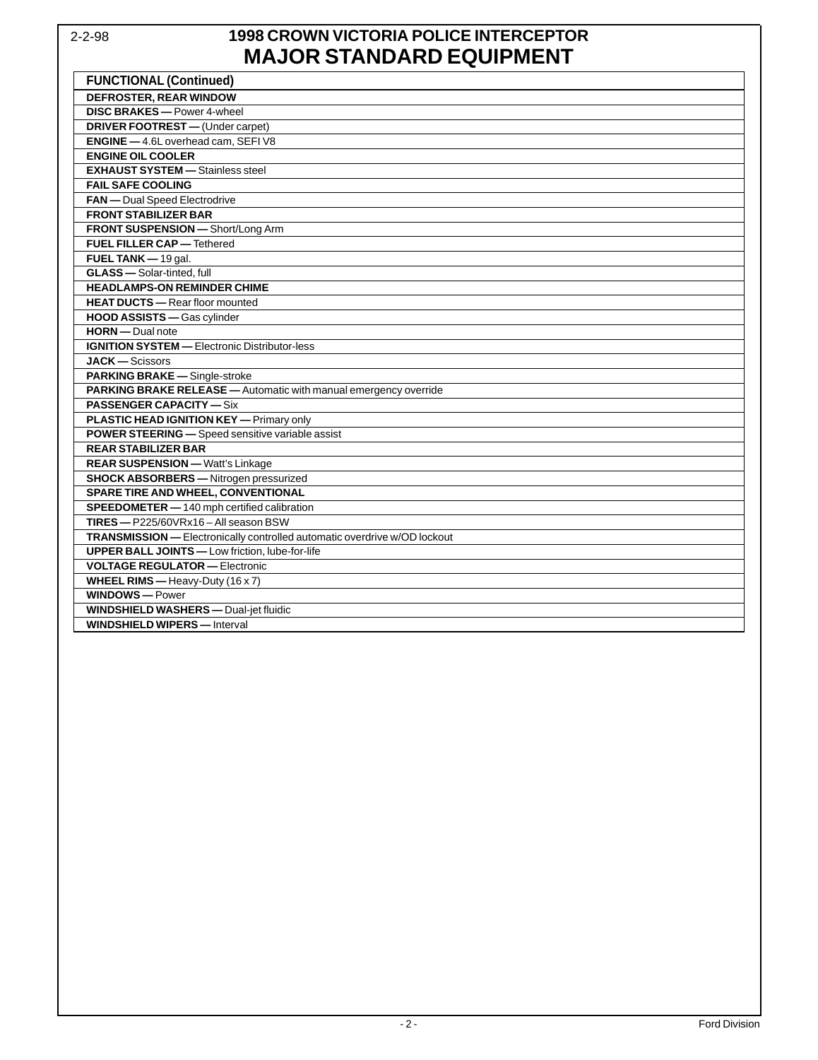# 1998 CROWN VICTORIA POLICE INTERCEPTOR
# MAJOR STANDARD EQUIPMENT

| FUNCTIONAL (Continued) |
|---|
| **DEFROSTER, REAR WINDOW** |
| **DISC BRAKES —** Power 4-wheel |
| **DRIVER FOOTREST —** (Under carpet) |
| **ENGINE —** 4.6L overhead cam, SEFI V8 |
| **ENGINE OIL COOLER** |
| **EXHAUST SYSTEM —** Stainless steel |
| **FAIL SAFE COOLING** |
| **FAN —** Dual Speed Electrodrive |
| **FRONT STABILIZER BAR** |
| **FRONT SUSPENSION —** Short/Long Arm |
| **FUEL FILLER CAP —** Tethered |
| **FUEL TANK —** 19 gal. |
| **GLASS —** Solar-tinted, full |
| **HEADLAMPS-ON REMINDER CHIME** |
| **HEAT DUCTS —** Rear floor mounted |
| **HOOD ASSISTS —** Gas cylinder |
| **HORN —** Dual note |
| **IGNITION SYSTEM —** Electronic Distributor-less |
| **JACK —** Scissors |
| **PARKING BRAKE —** Single-stroke |
| **PARKING BRAKE RELEASE —** Automatic with manual emergency override |
| **PASSENGER CAPACITY —** Six |
| **PLASTIC HEAD IGNITION KEY —** Primary only |
| **POWER STEERING —** Speed sensitive variable assist |
| **REAR STABILIZER BAR** |
| **REAR SUSPENSION —** Watt's Linkage |
| **SHOCK ABSORBERS —** Nitrogen pressurized |
| **SPARE TIRE AND WHEEL, CONVENTIONAL** |
| **SPEEDOMETER —** 140 mph certified calibration |
| **TIRES —** P225/60VRx16 – All season BSW |
| **TRANSMISSION —** Electronically controlled automatic overdrive w/OD lockout |
| **UPPER BALL JOINTS —** Low friction, lube-for-life |
| **VOLTAGE REGULATOR —** Electronic |
| **WHEEL RIMS —** Heavy-Duty (16 x 7) |
| **WINDOWS —** Power |
| **WINDSHIELD WASHERS —** Dual-jet fluidic |
| **WINDSHIELD WIPERS —** Interval |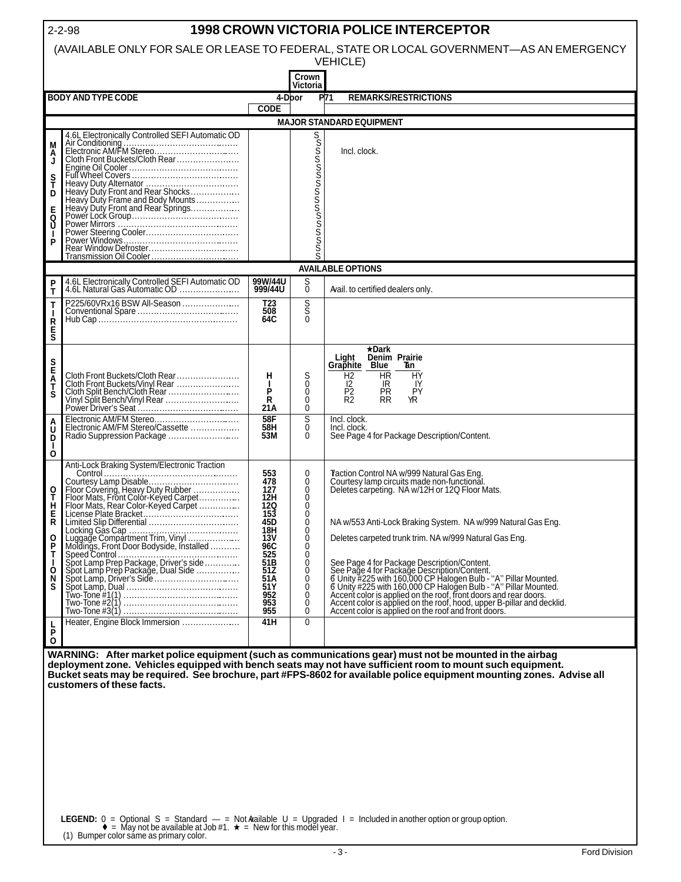# 1998 CROWN VICTORIA POLICE INTERCEPTOR

(AVAILABLE ONLY FOR SALE OR LEASE TO FEDERAL, STATE OR LOCAL GOVERNMENT—AS AN EMERGENCY VEHICLE)

| | BODY AND TYPE CODE | CODE | Crown Victoria 4-Door P71 | REMARKS/RESTRICTIONS |
|---|---|---|---|---|
| | **MAJOR STANDARD EQUIPMENT** | | | |
| MAJ STD EQUIP | 4.6L Electronically Controlled SEFI Automatic OD | | S | |
| | Air Conditioning | | S | |
| | Electronic AM/FM Stereo | | S | Incl. clock. |
| | Cloth Front Buckets/Cloth Rear | | S | |
| | Engine Oil Cooler | | S | |
| | Full Wheel Covers | | S | |
| | Heavy Duty Alternator | | S | |
| | Heavy Duty Front and Rear Shocks | | S | |
| | Heavy Duty Frame and Body Mounts | | S | |
| | Heavy Duty Front and Rear Springs | | S | |
| | Power Lock Group | | S | |
| | Power Mirrors | | S | |
| | Power Steering Cooler | | S | |
| | Power Windows | | S | |
| | Rear Window Defroster | | S | |
| | Transmission Oil Cooler | | S | |
| | **AVAILABLE OPTIONS** | | | |
| PT | 4.6L Electronically Controlled SEFI Automatic OD | 99W/44U | S | |
| | 4.6L Natural Gas Automatic OD | 999/44U | 0 | Avail. to certified dealers only. |
| TIRES | P225/60VRx16 BSW All-Season | T23 | S | |
| | Conventional Spare | 508 | S | |
| | Hub Cap | 64C | 0 | |
| SEATS | | | | Light Graphite / ★Dark Denim Blue / Prairie Tan |
| | Cloth Front Buckets/Cloth Rear | H | S | H2 / HR / HY |
| | Cloth Front Buckets/Vinyl Rear | I | 0 | I2 / IR / IY |
| | Cloth Split Bench/Cloth Rear | P | 0 | P2 / PR / PY |
| | Vinyl Split Bench/Vinyl Rear | R | 0 | R2 / RR / YR |
| | Power Driver's Seat | 21A | 0 | |
| AUDIO | Electronic AM/FM Stereo | 58F | S | Incl. clock. |
| | Electronic AM/FM Stereo/Cassette | 58H | 0 | Incl. clock. |
| | Radio Suppression Package | 53M | 0 | See Page 4 for Package Description/Content. |
| OTHER OPTIONS | Anti-Lock Braking System/Electronic Traction Control | 553 | 0 | Traction Control NA w/999 Natural Gas Eng. |
| | Courtesy Lamp Disable | 478 | 0 | Courtesy lamp circuits made non-functional. |
| | Floor Covering, Heavy Duty Rubber | 127 | 0 | Deletes carpeting. NA w/12H or 12Q Floor Mats. |
| | Floor Mats, Front Color-Keyed Carpet | 12H | 0 | |
| | Floor Mats, Rear Color-Keyed Carpet | 12Q | 0 | |
| | License Plate Bracket | 153 | 0 | |
| | Limited Slip Differential | 45D | 0 | NA w/553 Anti-Lock Braking System. NA w/999 Natural Gas Eng. |
| | Locking Gas Cap | 18H | 0 | |
| | Luggage Compartment Trim, Vinyl | 13V | 0 | Deletes carpeted trunk trim. NA w/999 Natural Gas Eng. |
| | Moldings, Front Door Bodyside, Installed | 96C | 0 | |
| | Speed Control | 525 | 0 | |
| | Spot Lamp Prep Package, Driver's side | 51B | 0 | See Page 4 for Package Description/Content. |
| | Spot Lamp Prep Package, Dual Side | 51Z | 0 | See Page 4 for Package Description/Content. |
| | Spot Lamp, Driver's Side | 51A | 0 | 6" Unity #225 with 160,000 CP Halogen Bulb - "A" Pillar Mounted. |
| | Spot Lamp, Dual | 51Y | 0 | 6" Unity #225 with 160,000 CP Halogen Bulb - "A" Pillar Mounted. |
| | Two-Tone #1(1) | 952 | 0 | Accent color is applied on the roof, front doors and rear doors. |
| | Two-Tone #2(1) | 953 | 0 | Accent color is applied on the roof, hood, upper B-pillar and decklid. |
| | Two-Tone #3(1) | 955 | 0 | Accent color is applied on the roof and front doors. |
| LPO | Heater, Engine Block Immersion | 41H | 0 | |

**WARNING: After market police equipment (such as communications gear) must not be mounted in the airbag deployment zone. Vehicles equipped with bench seats may not have sufficient room to mount such equipment. Bucket seats may be required. See brochure, part #FPS-8602 for available police equipment mounting zones. Advise all customers of these facts.**

**LEGEND:** 0 = Optional S = Standard — = Not Available U = Upgraded I = Included in another option or group option.
♦ = May not be available at Job #1. ★ = New for this model year.
(1) Bumper color same as primary color.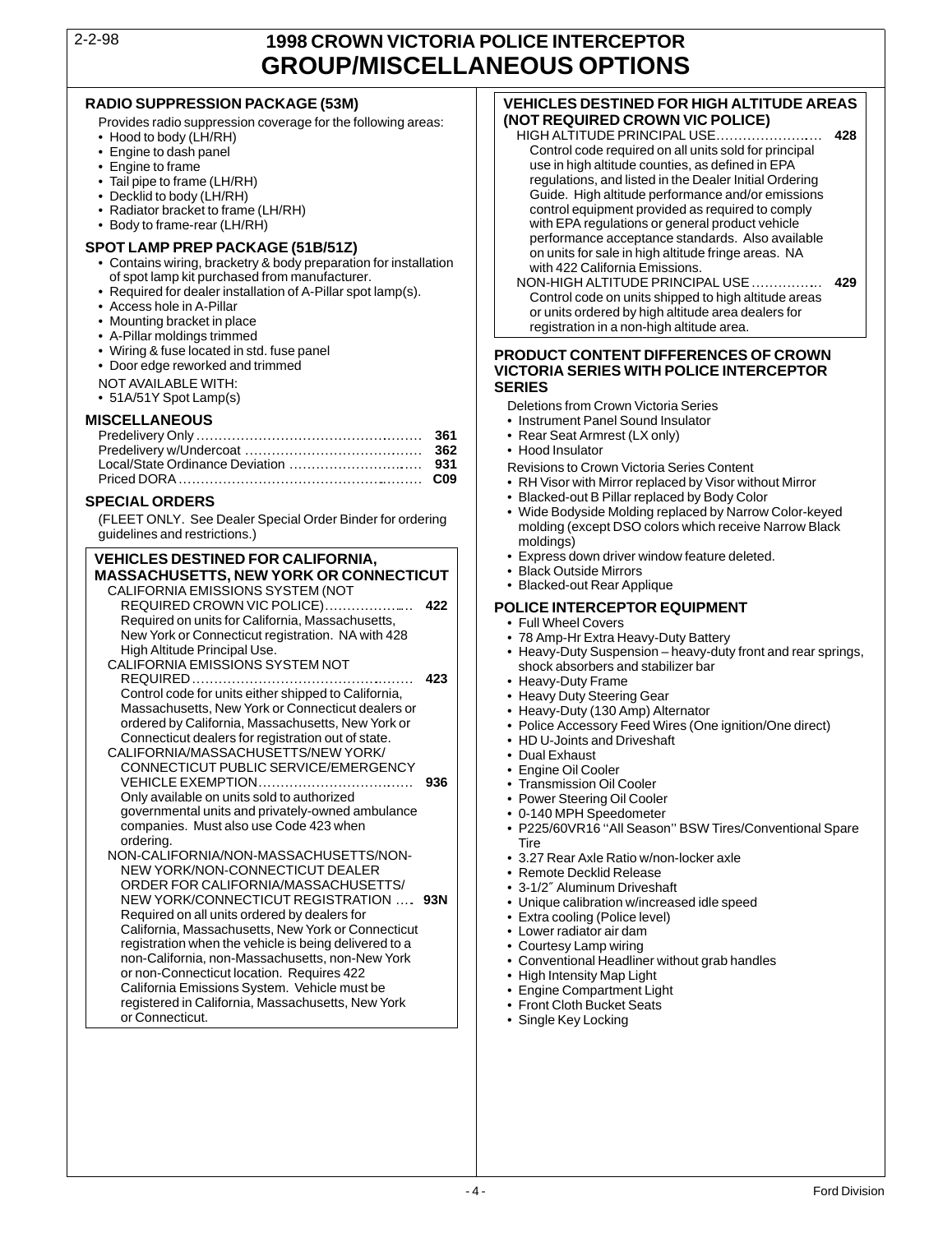# 1998 CROWN VICTORIA POLICE INTERCEPTOR
# GROUP/MISCELLANEOUS OPTIONS

### RADIO SUPPRESSION PACKAGE (53M)

Provides radio suppression coverage for the following areas:

- Hood to body (LH/RH)
- Engine to dash panel
- Engine to frame
- Tail pipe to frame (LH/RH)
- Decklid to body (LH/RH)
- Radiator bracket to frame (LH/RH)
- Body to frame-rear (LH/RH)

### SPOT LAMP PREP PACKAGE (51B/51Z)

- Contains wiring, bracketry & body preparation for installation of spot lamp kit purchased from manufacturer.
- Required for dealer installation of A-Pillar spot lamp(s).
- Access hole in A-Pillar
- Mounting bracket in place
- A-Pillar moldings trimmed
- Wiring & fuse located in std. fuse panel
- Door edge reworked and trimmed

NOT AVAILABLE WITH:

- 51A/51Y Spot Lamp(s)

### MISCELLANEOUS

| | |
|---|---|
| Predelivery Only | 361 |
| Predelivery w/Undercoat | 362 |
| Local/State Ordinance Deviation | 931 |
| Priced DORA | C09 |

### SPECIAL ORDERS

(FLEET ONLY. See Dealer Special Order Binder for ordering guidelines and restrictions.)

### VEHICLES DESTINED FOR CALIFORNIA, MASSACHUSETTS, NEW YORK OR CONNECTICUT

CALIFORNIA EMISSIONS SYSTEM (NOT REQUIRED CROWN VIC POLICE) ... **422**
Required on units for California, Massachusetts, New York or Connecticut registration. NA with 428 High Altitude Principal Use.

CALIFORNIA EMISSIONS SYSTEM NOT REQUIRED ... **423**
Control code for units either shipped to California, Massachusetts, New York or Connecticut dealers or ordered by California, Massachusetts, New York or Connecticut dealers for registration out of state.

CALIFORNIA/MASSACHUSETTS/NEW YORK/ CONNECTICUT PUBLIC SERVICE/EMERGENCY VEHICLE EXEMPTION ... **936**
Only available on units sold to authorized governmental units and privately-owned ambulance companies. Must also use Code 423 when ordering.

NON-CALIFORNIA/NON-MASSACHUSETTS/NON-NEW YORK/NON-CONNECTICUT DEALER ORDER FOR CALIFORNIA/MASSACHUSETTS/ NEW YORK/CONNECTICUT REGISTRATION ... **93N**
Required on all units ordered by dealers for California, Massachusetts, New York or Connecticut registration when the vehicle is being delivered to a non-California, non-Massachusetts, non-New York or non-Connecticut location. Requires 422 California Emissions System. Vehicle must be registered in California, Massachusetts, New York or Connecticut.

### VEHICLES DESTINED FOR HIGH ALTITUDE AREAS (NOT REQUIRED CROWN VIC POLICE)

HIGH ALTITUDE PRINCIPAL USE ... **428**
Control code required on all units sold for principal use in high altitude counties, as defined in EPA regulations, and listed in the Dealer Initial Ordering Guide. High altitude performance and/or emissions control equipment provided as required to comply with EPA regulations or general product vehicle performance acceptance standards. Also available on units for sale in high altitude fringe areas. NA with 422 California Emissions.

NON-HIGH ALTITUDE PRINCIPAL USE ... **429**
Control code on units shipped to high altitude areas or units ordered by high altitude area dealers for registration in a non-high altitude area.

### PRODUCT CONTENT DIFFERENCES OF CROWN VICTORIA SERIES WITH POLICE INTERCEPTOR SERIES

Deletions from Crown Victoria Series

- Instrument Panel Sound Insulator
- Rear Seat Armrest (LX only)
- Hood Insulator

Revisions to Crown Victoria Series Content

- RH Visor with Mirror replaced by Visor without Mirror
- Blacked-out B Pillar replaced by Body Color
- Wide Bodyside Molding replaced by Narrow Color-keyed molding (except DSO colors which receive Narrow Black moldings)
- Express down driver window feature deleted.
- Black Outside Mirrors
- Blacked-out Rear Applique

### POLICE INTERCEPTOR EQUIPMENT

- Full Wheel Covers
- 78 Amp-Hr Extra Heavy-Duty Battery
- Heavy-Duty Suspension – heavy-duty front and rear springs, shock absorbers and stabilizer bar
- Heavy-Duty Frame
- Heavy Duty Steering Gear
- Heavy-Duty (130 Amp) Alternator
- Police Accessory Feed Wires (One ignition/One direct)
- HD U-Joints and Driveshaft
- Dual Exhaust
- Engine Oil Cooler
- Transmission Oil Cooler
- Power Steering Oil Cooler
- 0-140 MPH Speedometer
- P225/60VR16 ''All Season'' BSW Tires/Conventional Spare Tire
- 3.27 Rear Axle Ratio w/non-locker axle
- Remote Decklid Release
- 3-1/2˝ Aluminum Driveshaft
- Unique calibration w/increased idle speed
- Extra cooling (Police level)
- Lower radiator air dam
- Courtesy Lamp wiring
- Conventional Headliner without grab handles
- High Intensity Map Light
- Engine Compartment Light
- Front Cloth Bucket Seats
- Single Key Locking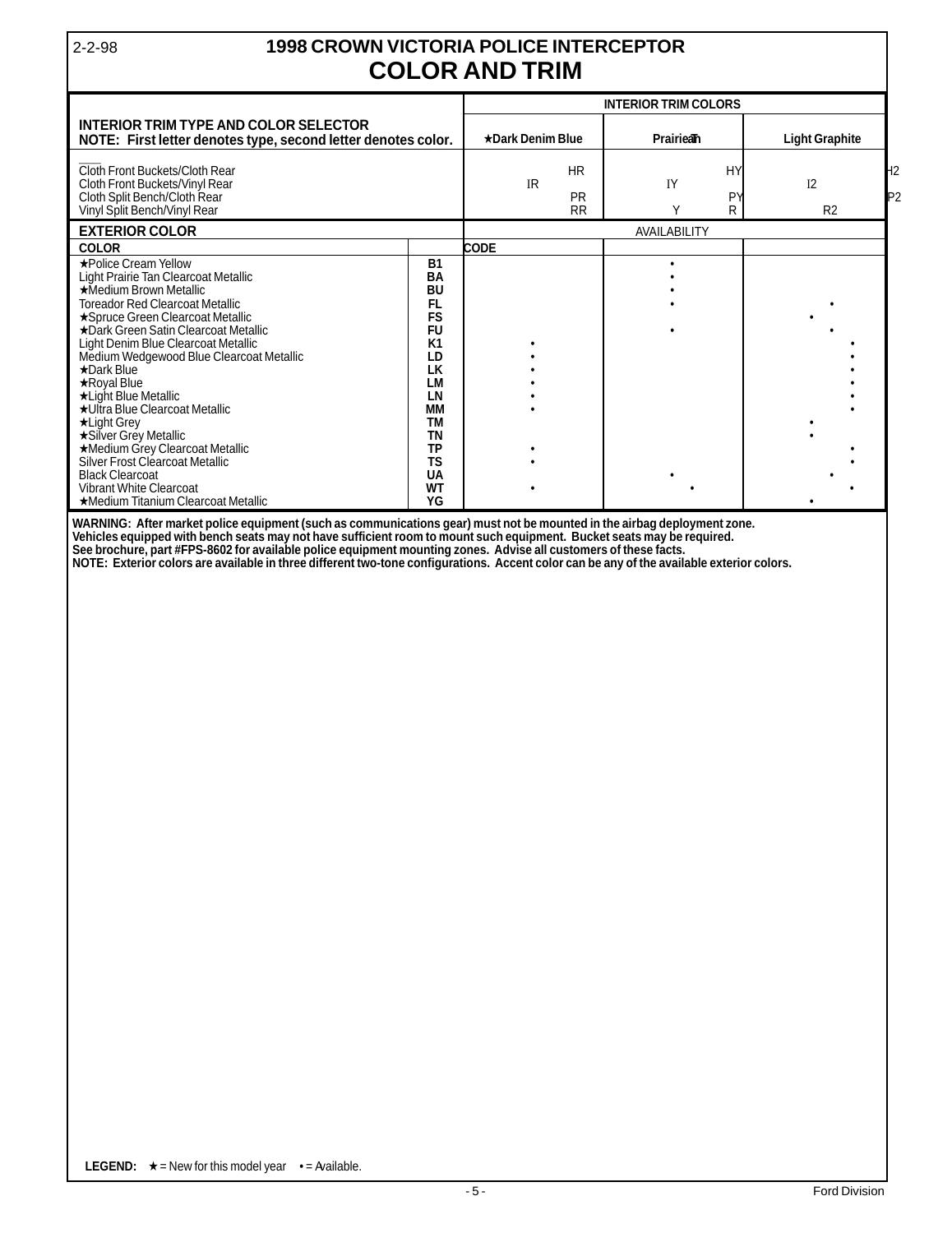# 1998 CROWN VICTORIA POLICE INTERCEPTOR
## COLOR AND TRIM

| INTERIOR TRIM TYPE AND COLOR SELECTOR<br>NOTE: First letter denotes type, second letter denotes color. | INTERIOR TRIM COLORS<br>★Dark Denim Blue | <br>Prairie Tan | <br>Light Graphite |
|---|---|---|---|
| Cloth Front Buckets/Cloth Rear | HR | HY | H2 |
| Cloth Front Buckets/Vinyl Rear | IR | IY | I2 |
| Cloth Split Bench/Cloth Rear | PR | PY | P2 |
| Vinyl Split Bench/Vinyl Rear | RR | RY | R2 |

| EXTERIOR COLOR<br>COLOR | <br>CODE | AVAILABILITY<br>Dark Denim Blue | <br>Prairie Tan | <br>Light Graphite |
|---|---|---|---|---|
| ★Police Cream Yellow | B1 | | • | |
| Light Prairie Tan Clearcoat Metallic | BA | | • | |
| ★Medium Brown Metallic | BU | | • | |
| Toreador Red Clearcoat Metallic | FL | | • | • |
| ★Spruce Green Clearcoat Metallic | FS | | | • |
| ★Dark Green Satin Clearcoat Metallic | FU | | • | • |
| Light Denim Blue Clearcoat Metallic | K1 | • | | • |
| Medium Wedgewood Blue Clearcoat Metallic | LD | • | | • |
| ★Dark Blue | LK | • | | • |
| ★Royal Blue | LM | • | | • |
| ★Light Blue Metallic | LN | • | | • |
| ★Ultra Blue Clearcoat Metallic | MM | • | | • |
| ★Light Grey | TM | | | • |
| ★Silver Grey Metallic | TN | | | • |
| ★Medium Grey Clearcoat Metallic | TP | • | | • |
| Silver Frost Clearcoat Metallic | TS | • | | • |
| Black Clearcoat | UA | | • | • |
| Vibrant White Clearcoat | WT | • | • | • |
| ★Medium Titanium Clearcoat Metallic | YG | | | • |

**WARNING: After market police equipment (such as communications gear) must not be mounted in the airbag deployment zone. Vehicles equipped with bench seats may not have sufficient room to mount such equipment. Bucket seats may be required. See brochure, part #FPS-8602 for available police equipment mounting zones. Advise all customers of these facts.**

**NOTE: Exterior colors are available in three different two-tone configurations. Accent color can be any of the available exterior colors.**

**LEGEND:** ★ = New for this model year • = Available.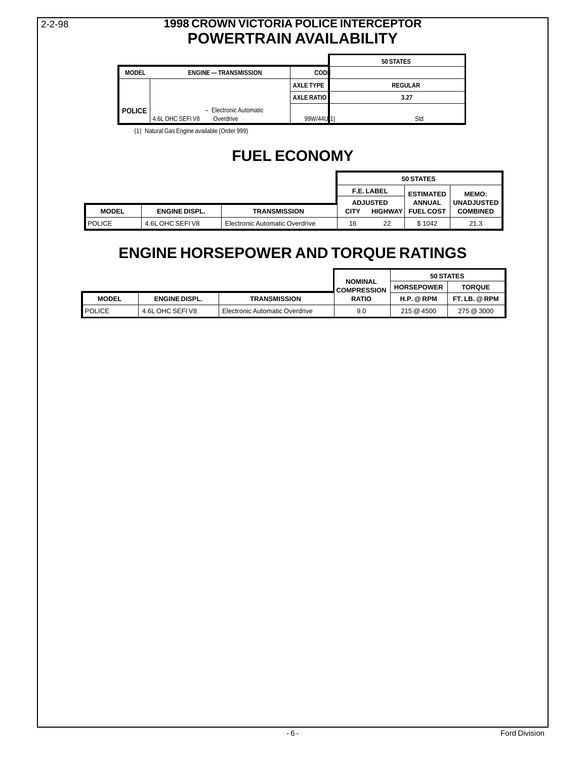# 1998 CROWN VICTORIA POLICE INTERCEPTOR

## POWERTRAIN AVAILABILITY

| MODEL | ENGINE — TRANSMISSION | CODE | 50 STATES |
|---|---|---|---|
| | | AXLE TYPE | REGULAR |
| | | AXLE RATIO | 3.27 |
| POLICE | 4.6L OHC SEFI V8 – Electronic Automatic Overdrive | 99W/44U(1) | Std |

(1) Natural Gas Engine available (Order 999)

## FUEL ECONOMY

| | | | 50 STATES | | | |
|---|---|---|---|---|---|---|
| | | | F.E. LABEL ADJUSTED | | ESTIMATED ANNUAL FUEL COST | MEMO: UNADJUSTED COMBINED |
| MODEL | ENGINE DISPL. | TRANSMISSION | CITY | HIGHWAY | | |
| POLICE | 4.6L OHC SEFI V8 | Electronic Automatic Overdrive | 16 | 22 | $ 1042 | 21.3 |

## ENGINE HORSEPOWER AND TORQUE RATINGS

| | | | | 50 STATES | |
|---|---|---|---|---|---|
| | | | NOMINAL COMPRESSION | HORSEPOWER | TORQUE |
| MODEL | ENGINE DISPL. | TRANSMISSION | RATIO | H.P. @ RPM | FT. LB. @ RPM |
| POLICE | 4.6L OHC SEFI V8 | Electronic Automatic Overdrive | 9.0 | 215 @ 4500 | 275 @ 3000 |